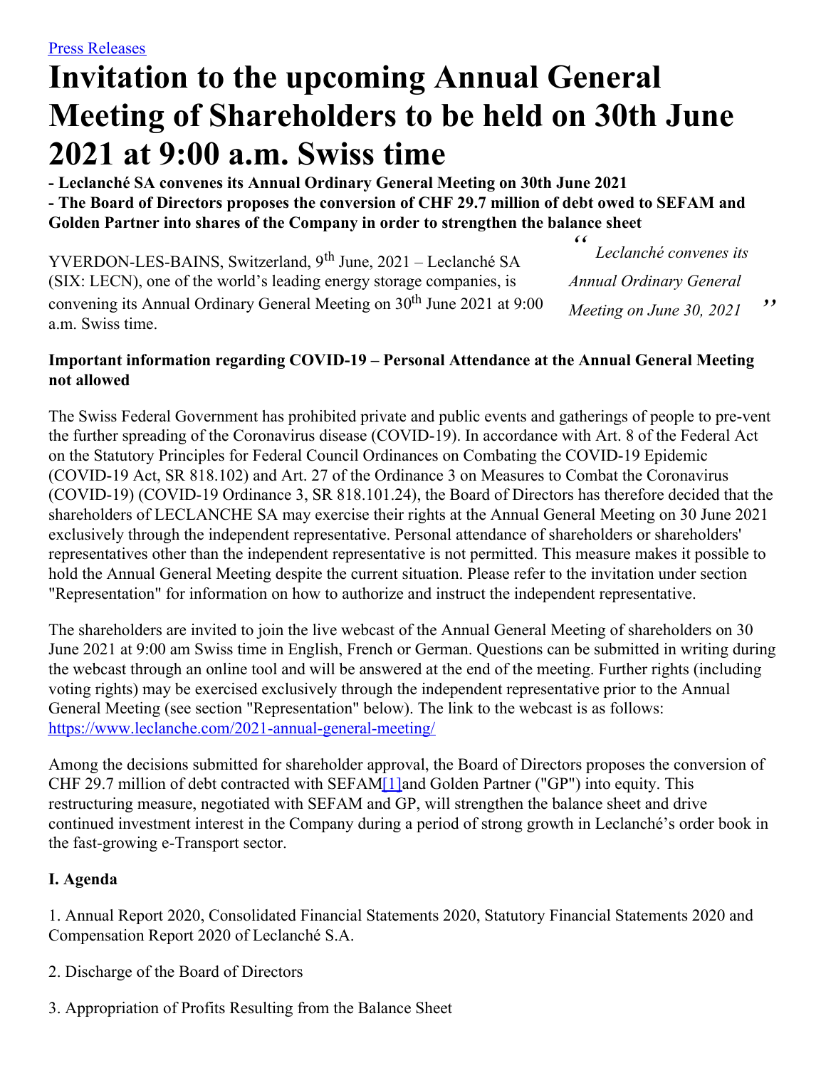[Press Releases](#)

# Invitation to the upcoming Annual General Meeting of Shareholders to be held on 30th June 2021 at 9:00 a.m. Swiss time

**- Leclanché SA convenes its Annual Ordinary General Meeting on 30th June 2021**
**- The Board of Directors proposes the conversion of CHF 29.7 million of debt owed to SEFAM and Golden Partner into shares of the Company in order to strengthen the balance sheet**

YVERDON-LES-BAINS, Switzerland, 9th June, 2021 – Leclanché SA (SIX: LECN), one of the world's leading energy storage companies, is convening its Annual Ordinary General Meeting on 30th June 2021 at 9:00 a.m. Swiss time.

> *"Leclanché convenes its Annual Ordinary General Meeting on June 30, 2021"*

**Important information regarding COVID-19 – Personal Attendance at the Annual General Meeting not allowed**

The Swiss Federal Government has prohibited private and public events and gatherings of people to pre-vent the further spreading of the Coronavirus disease (COVID-19). In accordance with Art. 8 of the Federal Act on the Statutory Principles for Federal Council Ordinances on Combating the COVID-19 Epidemic (COVID-19 Act, SR 818.102) and Art. 27 of the Ordinance 3 on Measures to Combat the Coronavirus (COVID-19) (COVID-19 Ordinance 3, SR 818.101.24), the Board of Directors has therefore decided that the shareholders of LECLANCHE SA may exercise their rights at the Annual General Meeting on 30 June 2021 exclusively through the independent representative. Personal attendance of shareholders or shareholders' representatives other than the independent representative is not permitted. This measure makes it possible to hold the Annual General Meeting despite the current situation. Please refer to the invitation under section "Representation" for information on how to authorize and instruct the independent representative.

The shareholders are invited to join the live webcast of the Annual General Meeting of shareholders on 30 June 2021 at 9:00 am Swiss time in English, French or German. Questions can be submitted in writing during the webcast through an online tool and will be answered at the end of the meeting. Further rights (including voting rights) may be exercised exclusively through the independent representative prior to the Annual General Meeting (see section "Representation" below). The link to the webcast is as follows: https://www.leclanche.com/2021-annual-general-meeting/

Among the decisions submitted for shareholder approval, the Board of Directors proposes the conversion of CHF 29.7 million of debt contracted with SEFAM[1]and Golden Partner ("GP") into equity. This restructuring measure, negotiated with SEFAM and GP, will strengthen the balance sheet and drive continued investment interest in the Company during a period of strong growth in Leclanché's order book in the fast-growing e-Transport sector.

**I. Agenda**

1. Annual Report 2020, Consolidated Financial Statements 2020, Statutory Financial Statements 2020 and Compensation Report 2020 of Leclanché S.A.

2. Discharge of the Board of Directors

3. Appropriation of Profits Resulting from the Balance Sheet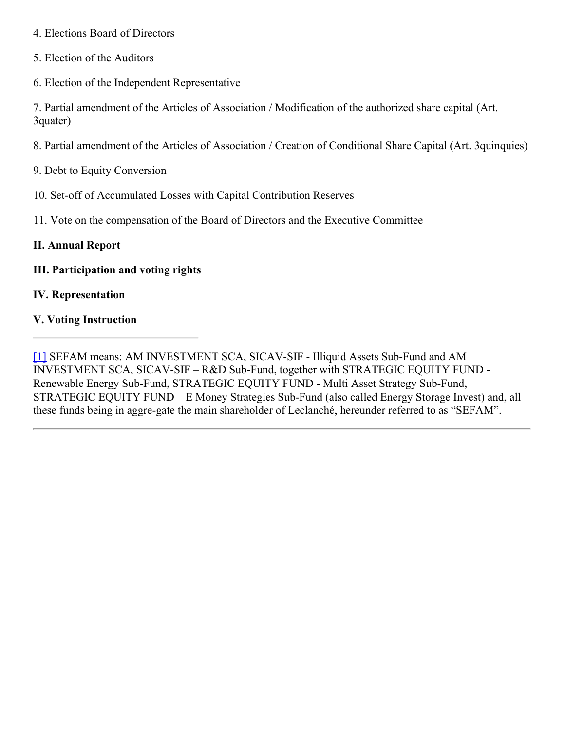4. Elections Board of Directors

5. Election of the Auditors

6. Election of the Independent Representative

7. Partial amendment of the Articles of Association / Modification of the authorized share capital (Art. 3quater)

8. Partial amendment of the Articles of Association / Creation of Conditional Share Capital (Art. 3quinquies)

9. Debt to Equity Conversion

10. Set-off of Accumulated Losses with Capital Contribution Reserves

11. Vote on the compensation of the Board of Directors and the Executive Committee

**II. Annual Report**

**III. Participation and voting rights**

**IV. Representation**

**V. Voting Instruction**

---

[1] SEFAM means: AM INVESTMENT SCA, SICAV-SIF - Illiquid Assets Sub-Fund and AM INVESTMENT SCA, SICAV-SIF – R&D Sub-Fund, together with STRATEGIC EQUITY FUND - Renewable Energy Sub-Fund, STRATEGIC EQUITY FUND - Multi Asset Strategy Sub-Fund, STRATEGIC EQUITY FUND – E Money Strategies Sub-Fund (also called Energy Storage Invest) and, all these funds being in aggre-gate the main shareholder of Leclanché, hereunder referred to as “SEFAM”.